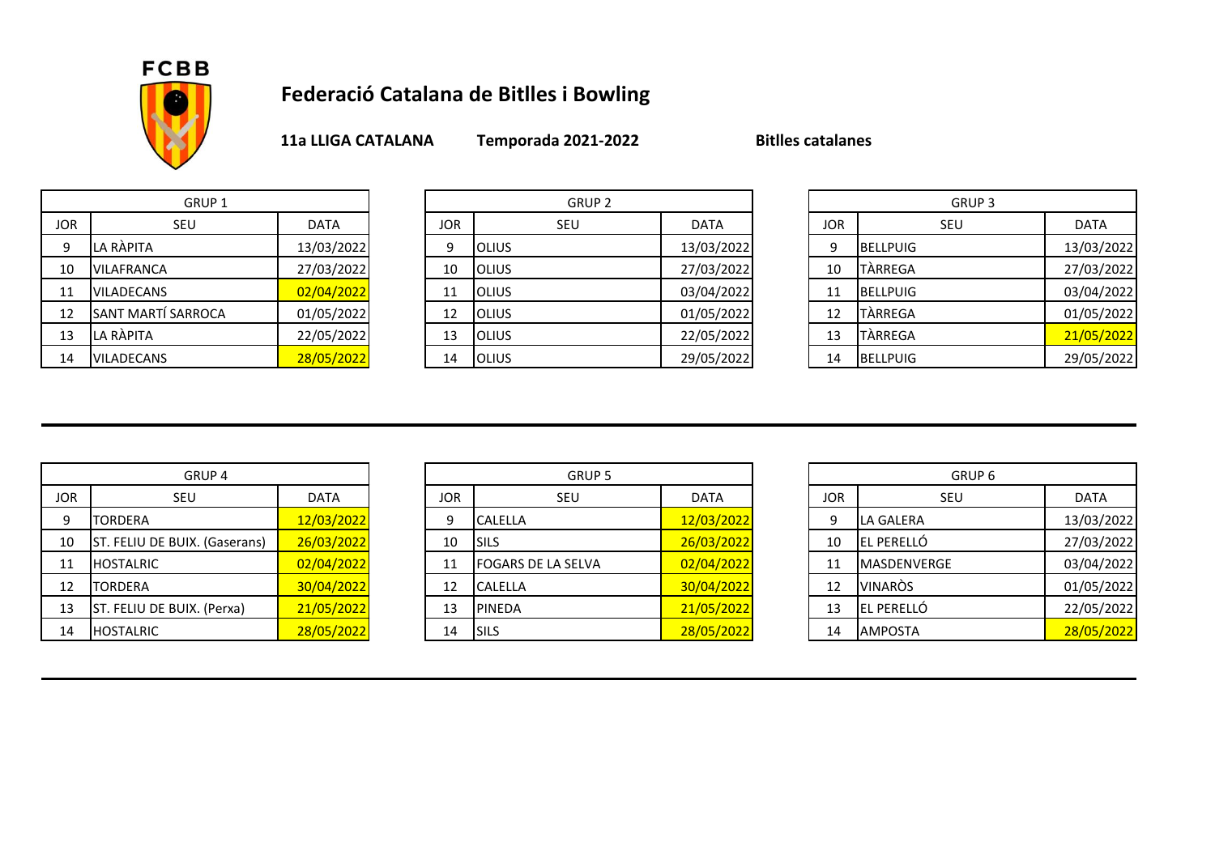FCBB

# Federació Catalana de Bitlles i Bowling

**11a LLIGA CATALANA** **Temporada 2021-2022** **Bitlles catalanes**

| GRUP 1 | | |
|---|---|---|
| JOR | SEU | DATA |
| 9 | LA RÀPITA | 13/03/2022 |
| 10 | VILAFRANCA | 27/03/2022 |
| 11 | VILADECANS | 02/04/2022 |
| 12 | SANT MARTÍ SARROCA | 01/05/2022 |
| 13 | LA RÀPITA | 22/05/2022 |
| 14 | VILADECANS | 28/05/2022 |

| GRUP 2 | | |
|---|---|---|
| JOR | SEU | DATA |
| 9 | OLIUS | 13/03/2022 |
| 10 | OLIUS | 27/03/2022 |
| 11 | OLIUS | 03/04/2022 |
| 12 | OLIUS | 01/05/2022 |
| 13 | OLIUS | 22/05/2022 |
| 14 | OLIUS | 29/05/2022 |

| GRUP 3 | | |
|---|---|---|
| JOR | SEU | DATA |
| 9 | BELLPUIG | 13/03/2022 |
| 10 | TÀRREGA | 27/03/2022 |
| 11 | BELLPUIG | 03/04/2022 |
| 12 | TÀRREGA | 01/05/2022 |
| 13 | TÀRREGA | 21/05/2022 |
| 14 | BELLPUIG | 29/05/2022 |

| GRUP 4 | | |
|---|---|---|
| JOR | SEU | DATA |
| 9 | TORDERA | 12/03/2022 |
| 10 | ST. FELIU DE BUIX. (Gaserans) | 26/03/2022 |
| 11 | HOSTALRIC | 02/04/2022 |
| 12 | TORDERA | 30/04/2022 |
| 13 | ST. FELIU DE BUIX. (Perxa) | 21/05/2022 |
| 14 | HOSTALRIC | 28/05/2022 |

| GRUP 5 | | |
|---|---|---|
| JOR | SEU | DATA |
| 9 | CALELLA | 12/03/2022 |
| 10 | SILS | 26/03/2022 |
| 11 | FOGARS DE LA SELVA | 02/04/2022 |
| 12 | CALELLA | 30/04/2022 |
| 13 | PINEDA | 21/05/2022 |
| 14 | SILS | 28/05/2022 |

| GRUP 6 | | |
|---|---|---|
| JOR | SEU | DATA |
| 9 | LA GALERA | 13/03/2022 |
| 10 | EL PERELLÓ | 27/03/2022 |
| 11 | MASDENVERGE | 03/04/2022 |
| 12 | VINARÒS | 01/05/2022 |
| 13 | EL PERELLÓ | 22/05/2022 |
| 14 | AMPOSTA | 28/05/2022 |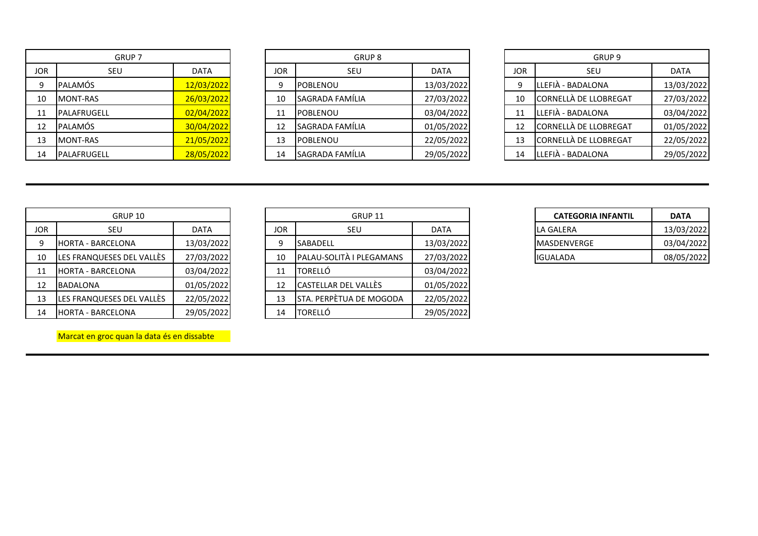| GRUP 7 | | |
|---|---|---|
| JOR | SEU | DATA |
| 9 | PALAMÓS | 12/03/2022 |
| 10 | MONT-RAS | 26/03/2022 |
| 11 | PALAFRUGELL | 02/04/2022 |
| 12 | PALAMÓS | 30/04/2022 |
| 13 | MONT-RAS | 21/05/2022 |
| 14 | PALAFRUGELL | 28/05/2022 |

| GRUP 8 | | |
|---|---|---|
| JOR | SEU | DATA |
| 9 | POBLENOU | 13/03/2022 |
| 10 | SAGRADA FAMÍLIA | 27/03/2022 |
| 11 | POBLENOU | 03/04/2022 |
| 12 | SAGRADA FAMÍLIA | 01/05/2022 |
| 13 | POBLENOU | 22/05/2022 |
| 14 | SAGRADA FAMÍLIA | 29/05/2022 |

| GRUP 9 | | |
|---|---|---|
| JOR | SEU | DATA |
| 9 | LLEFIÀ - BADALONA | 13/03/2022 |
| 10 | CORNELLÀ DE LLOBREGAT | 27/03/2022 |
| 11 | LLEFIÀ - BADALONA | 03/04/2022 |
| 12 | CORNELLÀ DE LLOBREGAT | 01/05/2022 |
| 13 | CORNELLÀ DE LLOBREGAT | 22/05/2022 |
| 14 | LLEFIÀ - BADALONA | 29/05/2022 |

| GRUP 10 | | |
|---|---|---|
| JOR | SEU | DATA |
| 9 | HORTA - BARCELONA | 13/03/2022 |
| 10 | LES FRANQUESES DEL VALLÈS | 27/03/2022 |
| 11 | HORTA - BARCELONA | 03/04/2022 |
| 12 | BADALONA | 01/05/2022 |
| 13 | LES FRANQUESES DEL VALLÈS | 22/05/2022 |
| 14 | HORTA - BARCELONA | 29/05/2022 |

Marcat en groc quan la data és en dissabte

| GRUP 11 | | |
|---|---|---|
| JOR | SEU | DATA |
| 9 | SABADELL | 13/03/2022 |
| 10 | PALAU-SOLITÀ I PLEGAMANS | 27/03/2022 |
| 11 | TORELLÓ | 03/04/2022 |
| 12 | CASTELLAR DEL VALLÈS | 01/05/2022 |
| 13 | STA. PERPÈTUA DE MOGODA | 22/05/2022 |
| 14 | TORELLÓ | 29/05/2022 |

| **CATEGORIA INFANTIL** | **DATA** |
|---|---|
| LA GALERA | 13/03/2022 |
| MASDENVERGE | 03/04/2022 |
| IGUALADA | 08/05/2022 |